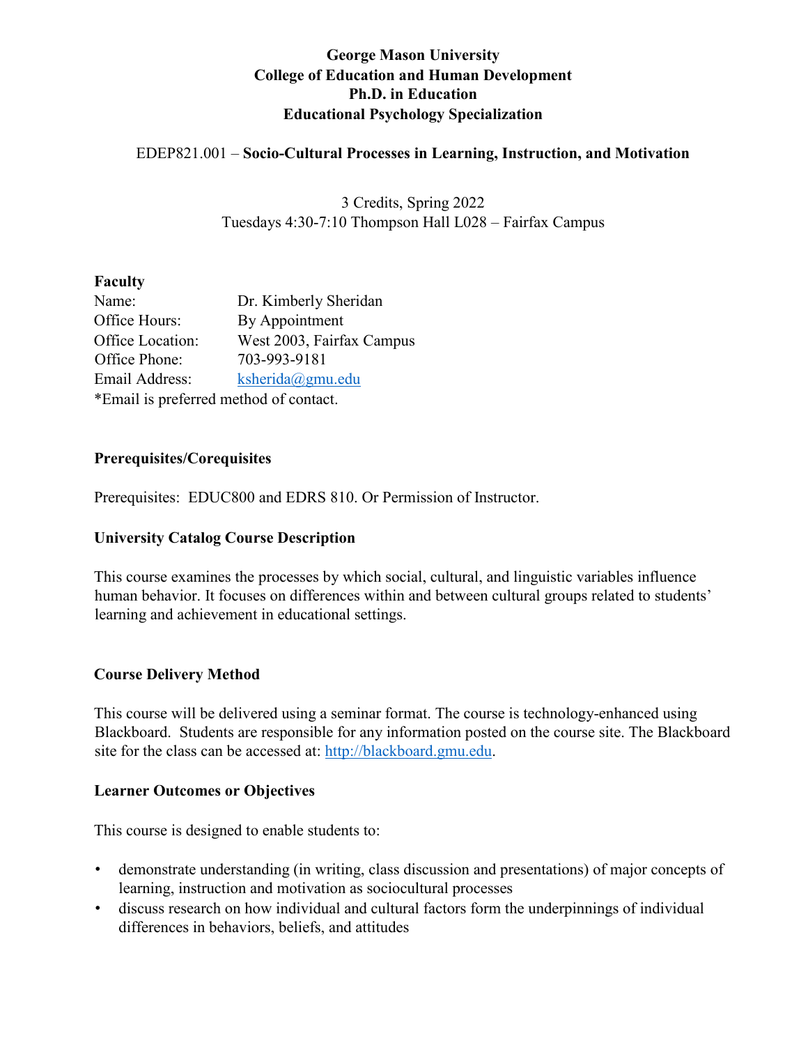**George Mason University**
**College of Education and Human Development**
**Ph.D. in Education**
**Educational Psychology Specialization**

EDEP821.001 – **Socio-Cultural Processes in Learning, Instruction, and Motivation**

3 Credits, Spring 2022
Tuesdays 4:30-7:10 Thompson Hall L028 – Fairfax Campus

**Faculty**

| | |
|---|---|
| Name: | Dr. Kimberly Sheridan |
| Office Hours: | By Appointment |
| Office Location: | West 2003, Fairfax Campus |
| Office Phone: | 703-993-9181 |
| Email Address: | ksherida@gmu.edu |

*Email is preferred method of contact.

**Prerequisites/Corequisites**

Prerequisites: EDUC800 and EDRS 810. Or Permission of Instructor.

**University Catalog Course Description**

This course examines the processes by which social, cultural, and linguistic variables influence human behavior. It focuses on differences within and between cultural groups related to students' learning and achievement in educational settings.

**Course Delivery Method**

This course will be delivered using a seminar format. The course is technology-enhanced using Blackboard. Students are responsible for any information posted on the course site. The Blackboard site for the class can be accessed at: http://blackboard.gmu.edu.

**Learner Outcomes or Objectives**

This course is designed to enable students to:

- demonstrate understanding (in writing, class discussion and presentations) of major concepts of learning, instruction and motivation as sociocultural processes
- discuss research on how individual and cultural factors form the underpinnings of individual differences in behaviors, beliefs, and attitudes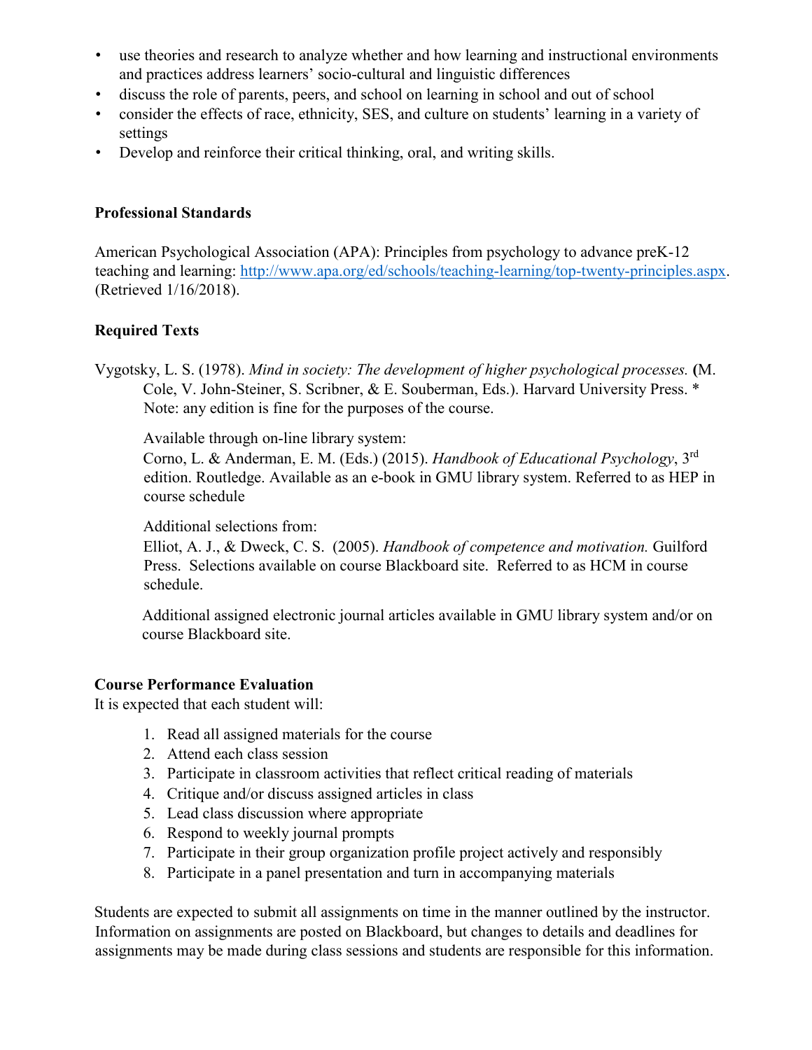- use theories and research to analyze whether and how learning and instructional environments and practices address learners' socio-cultural and linguistic differences
- discuss the role of parents, peers, and school on learning in school and out of school
- consider the effects of race, ethnicity, SES, and culture on students' learning in a variety of settings
- Develop and reinforce their critical thinking, oral, and writing skills.

**Professional Standards**

American Psychological Association (APA): Principles from psychology to advance preK-12 teaching and learning: http://www.apa.org/ed/schools/teaching-learning/top-twenty-principles.aspx. (Retrieved 1/16/2018).

**Required Texts**

Vygotsky, L. S. (1978). *Mind in society: The development of higher psychological processes.* **(**M. Cole, V. John-Steiner, S. Scribner, & E. Souberman, Eds.). Harvard University Press. * Note: any edition is fine for the purposes of the course.

Available through on-line library system:
Corno, L. & Anderman, E. M. (Eds.) (2015). *Handbook of Educational Psychology*, 3rd edition. Routledge. Available as an e-book in GMU library system. Referred to as HEP in course schedule

Additional selections from:
Elliot, A. J., & Dweck, C. S. (2005). *Handbook of competence and motivation.* Guilford Press. Selections available on course Blackboard site. Referred to as HCM in course schedule.

Additional assigned electronic journal articles available in GMU library system and/or on course Blackboard site.

**Course Performance Evaluation**
It is expected that each student will:

1. Read all assigned materials for the course
2. Attend each class session
3. Participate in classroom activities that reflect critical reading of materials
4. Critique and/or discuss assigned articles in class
5. Lead class discussion where appropriate
6. Respond to weekly journal prompts
7. Participate in their group organization profile project actively and responsibly
8. Participate in a panel presentation and turn in accompanying materials

Students are expected to submit all assignments on time in the manner outlined by the instructor. Information on assignments are posted on Blackboard, but changes to details and deadlines for assignments may be made during class sessions and students are responsible for this information.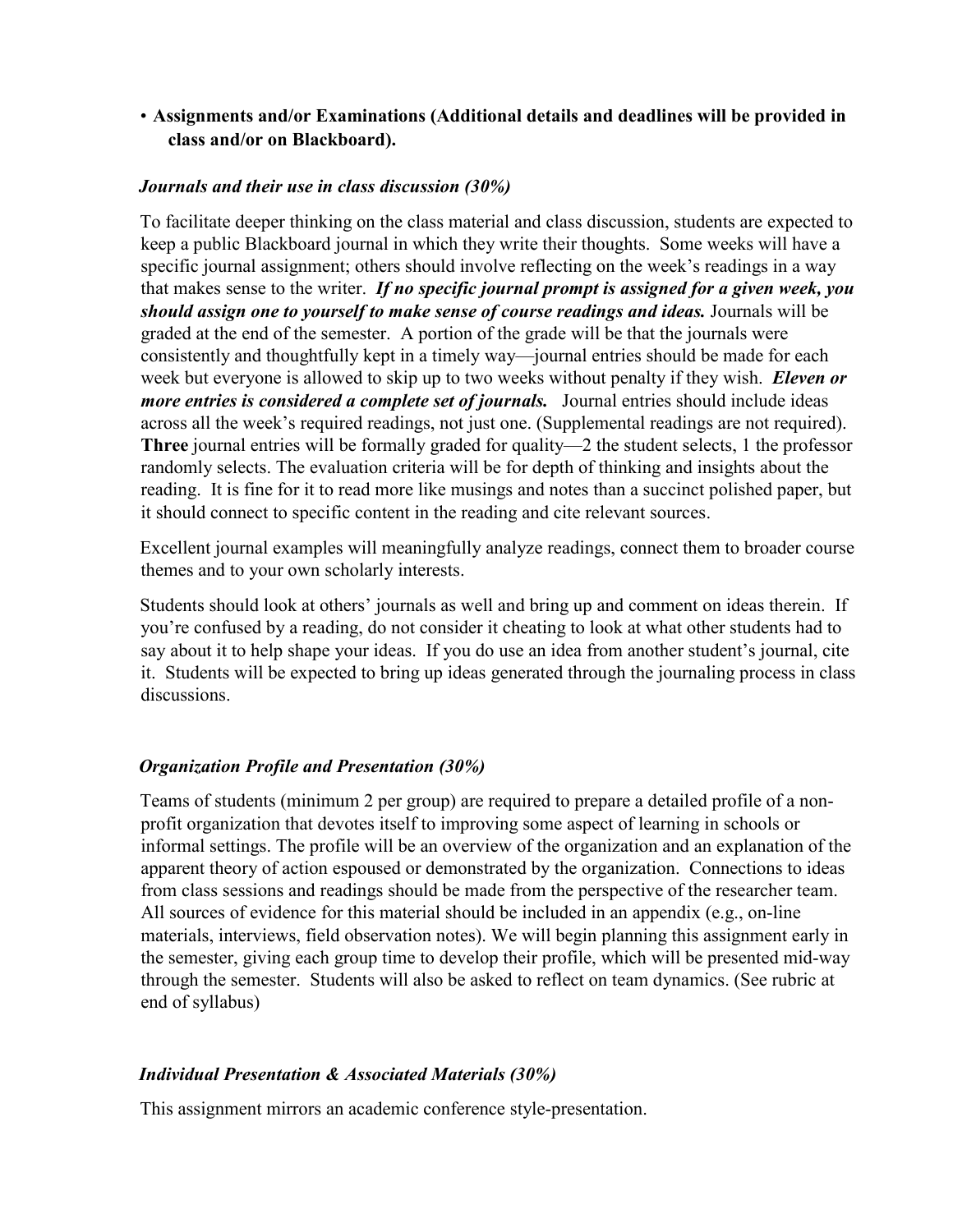- **Assignments and/or Examinations (Additional details and deadlines will be provided in class and/or on Blackboard).**

***Journals and their use in class discussion (30%)***

To facilitate deeper thinking on the class material and class discussion, students are expected to keep a public Blackboard journal in which they write their thoughts. Some weeks will have a specific journal assignment; others should involve reflecting on the week's readings in a way that makes sense to the writer. ***If no specific journal prompt is assigned for a given week, you should assign one to yourself to make sense of course readings and ideas.*** Journals will be graded at the end of the semester. A portion of the grade will be that the journals were consistently and thoughtfully kept in a timely way—journal entries should be made for each week but everyone is allowed to skip up to two weeks without penalty if they wish. ***Eleven or more entries is considered a complete set of journals.*** Journal entries should include ideas across all the week's required readings, not just one. (Supplemental readings are not required). **Three** journal entries will be formally graded for quality—2 the student selects, 1 the professor randomly selects. The evaluation criteria will be for depth of thinking and insights about the reading. It is fine for it to read more like musings and notes than a succinct polished paper, but it should connect to specific content in the reading and cite relevant sources.

Excellent journal examples will meaningfully analyze readings, connect them to broader course themes and to your own scholarly interests.

Students should look at others' journals as well and bring up and comment on ideas therein. If you're confused by a reading, do not consider it cheating to look at what other students had to say about it to help shape your ideas. If you do use an idea from another student's journal, cite it. Students will be expected to bring up ideas generated through the journaling process in class discussions.

***Organization Profile and Presentation (30%)***

Teams of students (minimum 2 per group) are required to prepare a detailed profile of a non-profit organization that devotes itself to improving some aspect of learning in schools or informal settings. The profile will be an overview of the organization and an explanation of the apparent theory of action espoused or demonstrated by the organization. Connections to ideas from class sessions and readings should be made from the perspective of the researcher team. All sources of evidence for this material should be included in an appendix (e.g., on-line materials, interviews, field observation notes). We will begin planning this assignment early in the semester, giving each group time to develop their profile, which will be presented mid-way through the semester. Students will also be asked to reflect on team dynamics. (See rubric at end of syllabus)

***Individual Presentation & Associated Materials (30%)***

This assignment mirrors an academic conference style-presentation.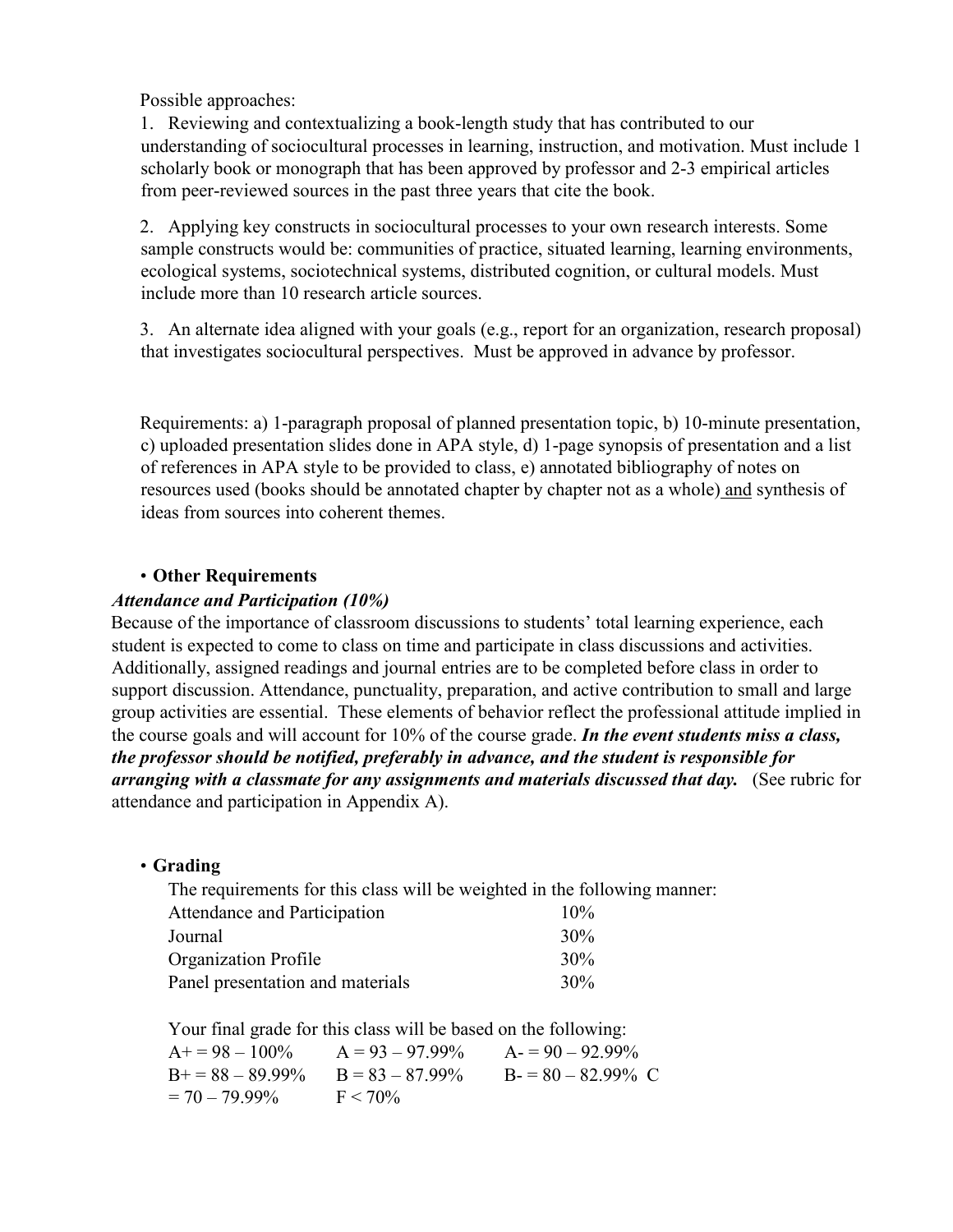Possible approaches:

1. Reviewing and contextualizing a book-length study that has contributed to our understanding of sociocultural processes in learning, instruction, and motivation. Must include 1 scholarly book or monograph that has been approved by professor and 2-3 empirical articles from peer-reviewed sources in the past three years that cite the book.

2. Applying key constructs in sociocultural processes to your own research interests. Some sample constructs would be: communities of practice, situated learning, learning environments, ecological systems, sociotechnical systems, distributed cognition, or cultural models. Must include more than 10 research article sources.

3. An alternate idea aligned with your goals (e.g., report for an organization, research proposal) that investigates sociocultural perspectives. Must be approved in advance by professor.

Requirements: a) 1-paragraph proposal of planned presentation topic, b) 10-minute presentation, c) uploaded presentation slides done in APA style, d) 1-page synopsis of presentation and a list of references in APA style to be provided to class, e) annotated bibliography of notes on resources used (books should be annotated chapter by chapter not as a whole) and synthesis of ideas from sources into coherent themes.

- **Other Requirements**

***Attendance and Participation (10%)***

Because of the importance of classroom discussions to students' total learning experience, each student is expected to come to class on time and participate in class discussions and activities. Additionally, assigned readings and journal entries are to be completed before class in order to support discussion. Attendance, punctuality, preparation, and active contribution to small and large group activities are essential. These elements of behavior reflect the professional attitude implied in the course goals and will account for 10% of the course grade. ***In the event students miss a class, the professor should be notified, preferably in advance, and the student is responsible for arranging with a classmate for any assignments and materials discussed that day.*** (See rubric for attendance and participation in Appendix A).

- **Grading**

The requirements for this class will be weighted in the following manner:

| | |
|---|---|
| Attendance and Participation | 10% |
| Journal | 30% |
| Organization Profile | 30% |
| Panel presentation and materials | 30% |

Your final grade for this class will be based on the following:

| | | |
|---|---|---|
| A+ = 98 – 100% | A = 93 – 97.99% | A- = 90 – 92.99% |
| B+ = 88 – 89.99% | B = 83 – 87.99% | B- = 80 – 82.99% |
| C = 70 – 79.99% | F < 70% | |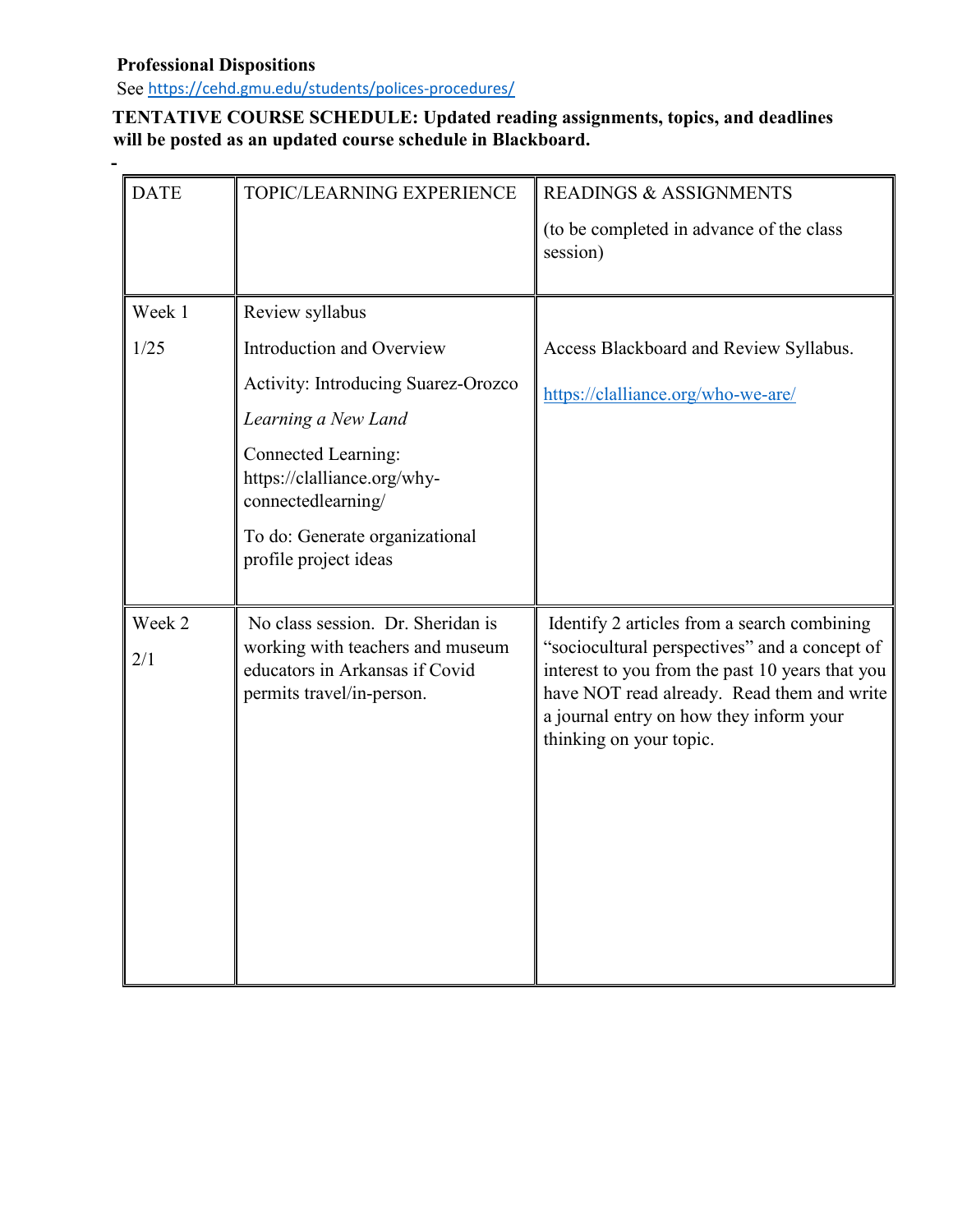**Professional Dispositions**

See https://cehd.gmu.edu/students/polices-procedures/

**TENTATIVE COURSE SCHEDULE: Updated reading assignments, topics, and deadlines will be posted as an updated course schedule in Blackboard.**

| DATE | TOPIC/LEARNING EXPERIENCE | READINGS & ASSIGNMENTS (to be completed in advance of the class session) |
|---|---|---|
| Week 1 1/25 | Review syllabus<br>Introduction and Overview<br>Activity: Introducing Suarez-Orozco *Learning a New Land*<br>Connected Learning: https://clalliance.org/why-connectedlearning/<br>To do: Generate organizational profile project ideas | Access Blackboard and Review Syllabus.<br>https://clalliance.org/who-we-are/ |
| Week 2 2/1 | No class session. Dr. Sheridan is working with teachers and museum educators in Arkansas if Covid permits travel/in-person. | Identify 2 articles from a search combining "sociocultural perspectives" and a concept of interest to you from the past 10 years that you have NOT read already. Read them and write a journal entry on how they inform your thinking on your topic. |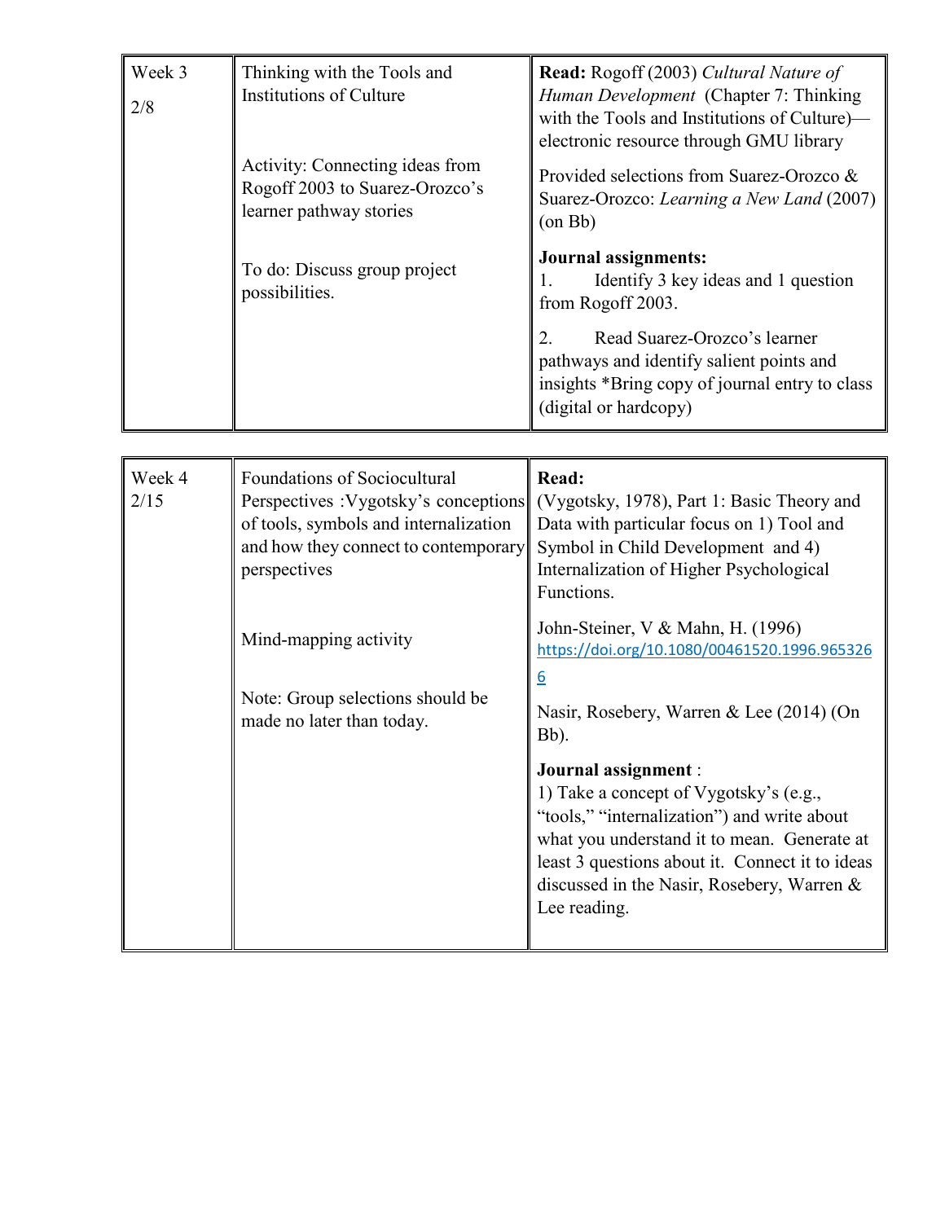| | | |
|---|---|---|
| Week 3<br><br>2/8 | Thinking with the Tools and Institutions of Culture<br><br>Activity: Connecting ideas from Rogoff 2003 to Suarez-Orozco's learner pathway stories<br><br>To do: Discuss group project possibilities. | **Read:** Rogoff (2003) *Cultural Nature of Human Development* (Chapter 7: Thinking with the Tools and Institutions of Culture)—electronic resource through GMU library<br><br>Provided selections from Suarez-Orozco & Suarez-Orozco: *Learning a New Land* (2007) (on Bb)<br><br>**Journal assignments:**<br>1. Identify 3 key ideas and 1 question from Rogoff 2003.<br><br>2. Read Suarez-Orozco's learner pathways and identify salient points and insights *Bring copy of journal entry to class (digital or hardcopy) |

| | | |
|---|---|---|
| Week 4<br>2/15 | Foundations of Sociocultural Perspectives :Vygotsky's conceptions of tools, symbols and internalization and how they connect to contemporary perspectives<br><br>Mind-mapping activity<br><br>Note: Group selections should be made no later than today. | **Read:**<br>(Vygotsky, 1978), Part 1: Basic Theory and Data with particular focus on 1) Tool and Symbol in Child Development and 4) Internalization of Higher Psychological Functions.<br><br>John-Steiner, V & Mahn, H. (1996) https://doi.org/10.1080/00461520.1996.9653266<br><br>Nasir, Rosebery, Warren & Lee (2014) (On Bb).<br><br>**Journal assignment** :<br>1) Take a concept of Vygotsky's (e.g., "tools," "internalization") and write about what you understand it to mean. Generate at least 3 questions about it. Connect it to ideas discussed in the Nasir, Rosebery, Warren & Lee reading. |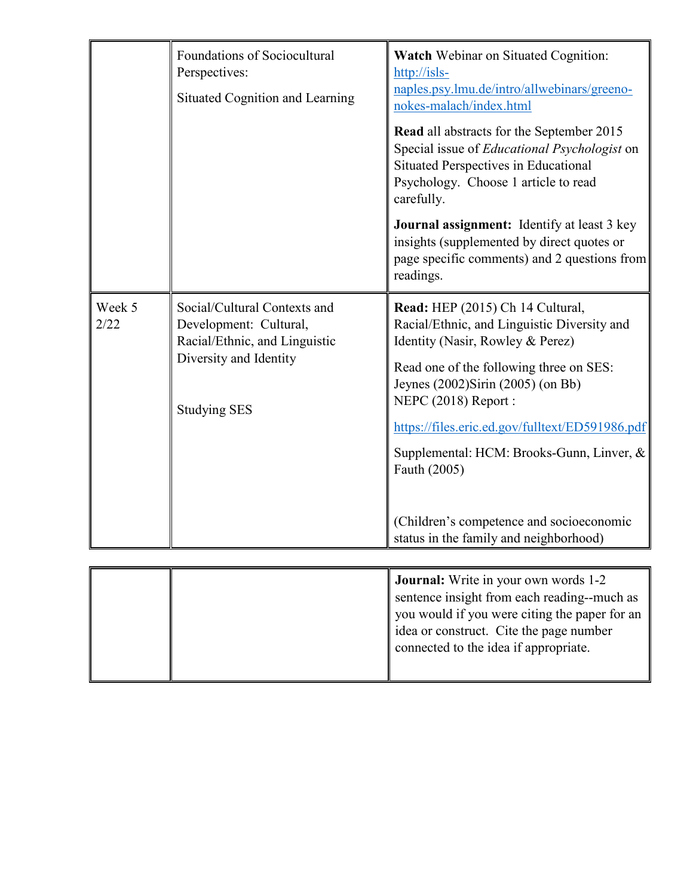| | | |
|---|---|---|
| | Foundations of Sociocultural Perspectives:<br><br>Situated Cognition and Learning | **Watch** Webinar on Situated Cognition: http://isls-naples.psy.lmu.de/intro/allwebinars/greeno-nokes-malach/index.html<br><br>**Read** all abstracts for the September 2015 Special issue of *Educational Psychologist* on Situated Perspectives in Educational Psychology. Choose 1 article to read carefully.<br><br>**Journal assignment:** Identify at least 3 key insights (supplemented by direct quotes or page specific comments) and 2 questions from readings. |
| Week 5 2/22 | Social/Cultural Contexts and Development: Cultural, Racial/Ethnic, and Linguistic Diversity and Identity<br><br>Studying SES | **Read:** HEP (2015) Ch 14 Cultural, Racial/Ethnic, and Linguistic Diversity and Identity (Nasir, Rowley & Perez)<br><br>Read one of the following three on SES: Jeynes (2002)Sirin (2005) (on Bb)<br>NEPC (2018) Report :<br><br>https://files.eric.ed.gov/fulltext/ED591986.pdf<br><br>Supplemental: HCM: Brooks-Gunn, Linver, & Fauth (2005)<br><br>(Children's competence and socioeconomic status in the family and neighborhood) |
| | | **Journal:** Write in your own words 1-2 sentence insight from each reading--much as you would if you were citing the paper for an idea or construct. Cite the page number connected to the idea if appropriate. |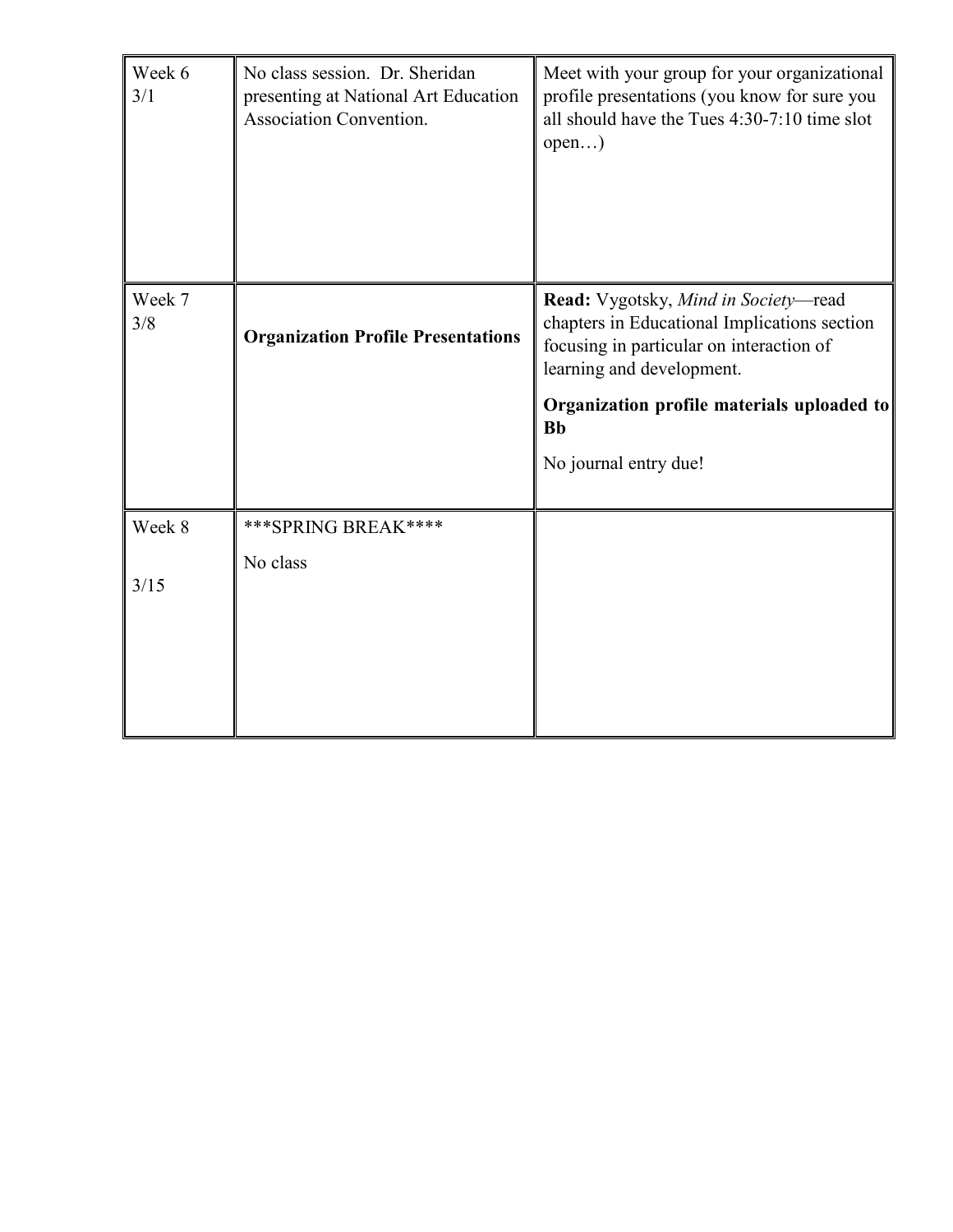| | | |
|---|---|---|
| Week 6<br>3/1 | No class session. Dr. Sheridan presenting at National Art Education Association Convention. | Meet with your group for your organizational profile presentations (you know for sure you all should have the Tues 4:30-7:10 time slot open…) |
| Week 7<br>3/8 | **Organization Profile Presentations** | **Read:** Vygotsky, *Mind in Society*—read chapters in Educational Implications section focusing in particular on interaction of learning and development.<br>**Organization profile materials uploaded to Bb**<br>No journal entry due! |
| Week 8<br>3/15 | ***SPRING BREAK****<br>No class | |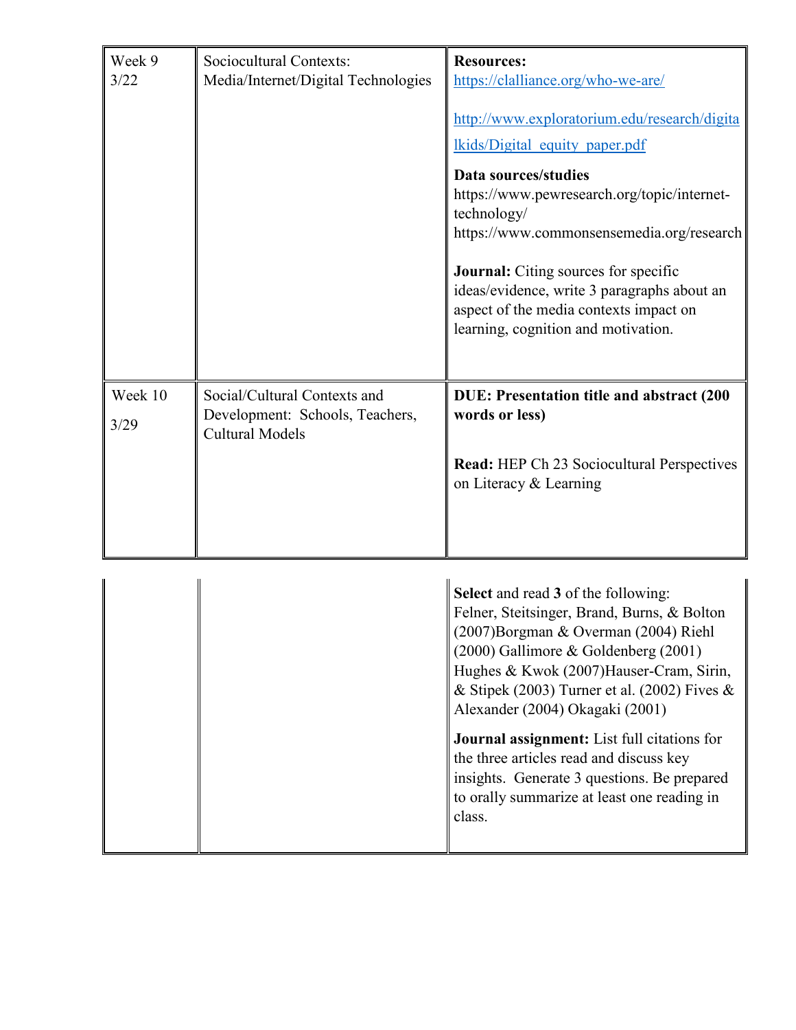| | | |
|---|---|---|
| Week 9<br>3/22 | Sociocultural Contexts: Media/Internet/Digital Technologies | **Resources:**<br>https://clalliance.org/who-we-are/<br><br>http://www.exploratorium.edu/research/digitalkids/Digital_equity_paper.pdf<br><br>**Data sources/studies**<br>https://www.pewresearch.org/topic/internet-technology/<br>https://www.commonsensemedia.org/research<br><br>**Journal:** Citing sources for specific ideas/evidence, write 3 paragraphs about an aspect of the media contexts impact on learning, cognition and motivation. |
| Week 10<br>3/29 | Social/Cultural Contexts and Development: Schools, Teachers, Cultural Models | **DUE: Presentation title and abstract (200 words or less)**<br><br>**Read:** HEP Ch 23 Sociocultural Perspectives on Literacy & Learning<br><br>**Select** and read **3** of the following:<br>Felner, Steitsinger, Brand, Burns, & Bolton (2007)Borgman & Overman (2004) Riehl (2000) Gallimore & Goldenberg (2001) Hughes & Kwok (2007)Hauser-Cram, Sirin, & Stipek (2003) Turner et al. (2002) Fives & Alexander (2004) Okagaki (2001)<br><br>**Journal assignment:** List full citations for the three articles read and discuss key insights. Generate 3 questions. Be prepared to orally summarize at least one reading in class. |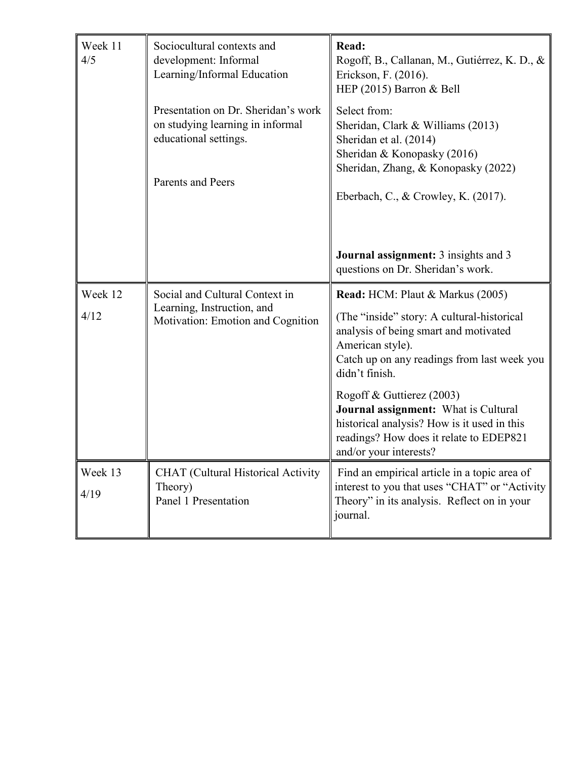| | | |
|---|---|---|
| Week 11<br>4/5 | Sociocultural contexts and development: Informal Learning/Informal Education<br><br>Presentation on Dr. Sheridan's work on studying learning in informal educational settings.<br><br>Parents and Peers | **Read:**<br>Rogoff, B., Callanan, M., Gutiérrez, K. D., & Erickson, F. (2016).<br>HEP (2015) Barron & Bell<br><br>Select from:<br>Sheridan, Clark & Williams (2013)<br>Sheridan et al. (2014)<br>Sheridan & Konopasky (2016)<br>Sheridan, Zhang, & Konopasky (2022)<br><br>Eberbach, C., & Crowley, K. (2017).<br><br>**Journal assignment:** 3 insights and 3 questions on Dr. Sheridan's work. |
| Week 12<br>4/12 | Social and Cultural Context in Learning, Instruction, and Motivation: Emotion and Cognition | **Read:** HCM: Plaut & Markus (2005)<br>(The "inside" story: A cultural-historical analysis of being smart and motivated American style).<br>Catch up on any readings from last week you didn't finish.<br><br>Rogoff & Guttierez (2003)<br>**Journal assignment:** What is Cultural historical analysis? How is it used in this readings? How does it relate to EDEP821 and/or your interests? |
| Week 13<br>4/19 | CHAT (Cultural Historical Activity Theory)<br>Panel 1 Presentation | Find an empirical article in a topic area of interest to you that uses "CHAT" or "Activity Theory" in its analysis. Reflect on in your journal. |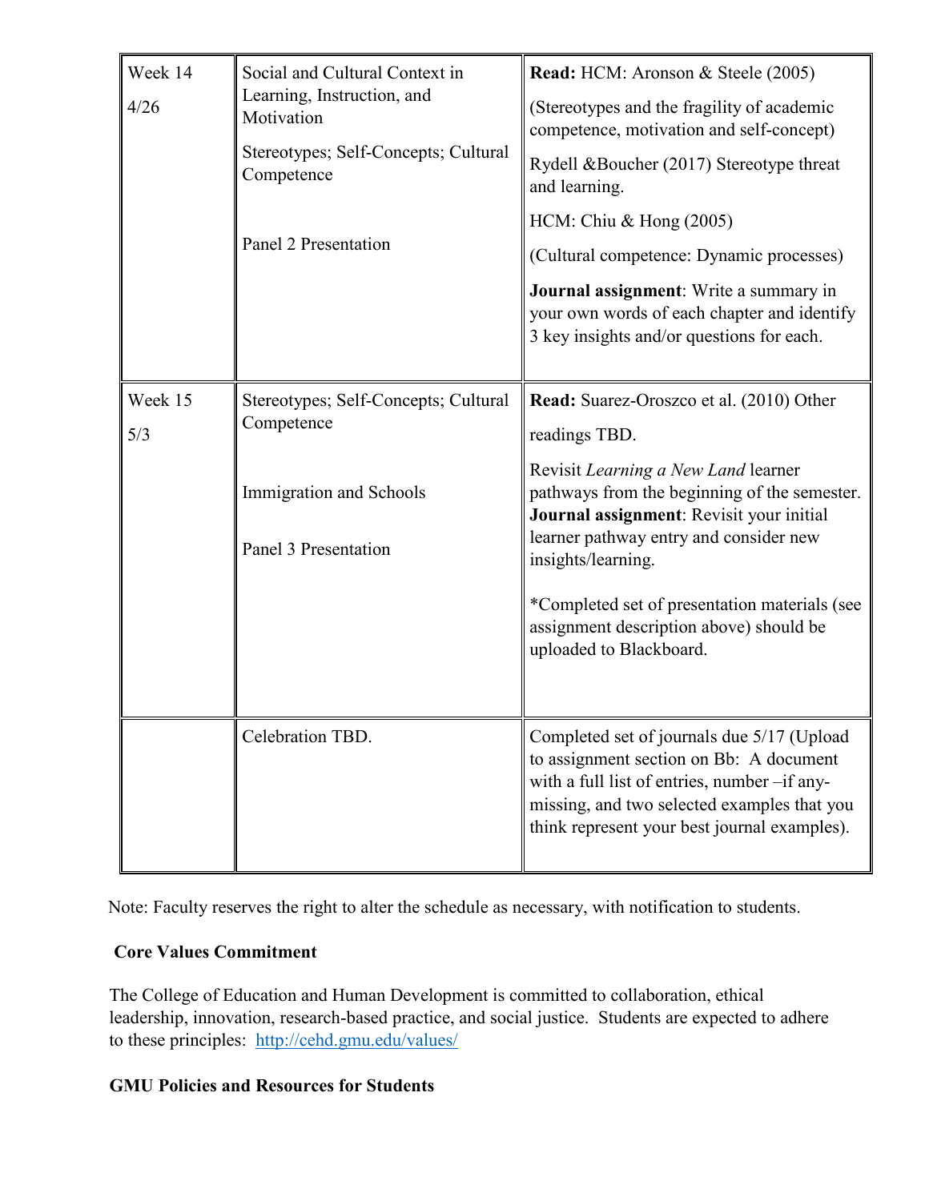| | | |
|---|---|---|
| Week 14<br><br>4/26 | Social and Cultural Context in Learning, Instruction, and Motivation<br><br>Stereotypes; Self-Concepts; Cultural Competence<br><br>Panel 2 Presentation | **Read:** HCM: Aronson & Steele (2005)<br><br>(Stereotypes and the fragility of academic competence, motivation and self-concept)<br><br>Rydell &Boucher (2017) Stereotype threat and learning.<br><br>HCM: Chiu & Hong (2005)<br><br>(Cultural competence: Dynamic processes)<br><br>**Journal assignment**: Write a summary in your own words of each chapter and identify 3 key insights and/or questions for each. |
| Week 15<br><br>5/3 | Stereotypes; Self-Concepts; Cultural Competence<br><br>Immigration and Schools<br><br>Panel 3 Presentation | **Read:** Suarez-Oroszco et al. (2010) Other readings TBD.<br><br>Revisit *Learning a New Land* learner pathways from the beginning of the semester. **Journal assignment**: Revisit your initial learner pathway entry and consider new insights/learning.<br><br>*Completed set of presentation materials (see assignment description above) should be uploaded to Blackboard. |
| | Celebration TBD. | Completed set of journals due 5/17 (Upload to assignment section on Bb: A document with a full list of entries, number –if any-missing, and two selected examples that you think represent your best journal examples). |

Note: Faculty reserves the right to alter the schedule as necessary, with notification to students.

**Core Values Commitment**

The College of Education and Human Development is committed to collaboration, ethical leadership, innovation, research-based practice, and social justice. Students are expected to adhere to these principles: http://cehd.gmu.edu/values/

**GMU Policies and Resources for Students**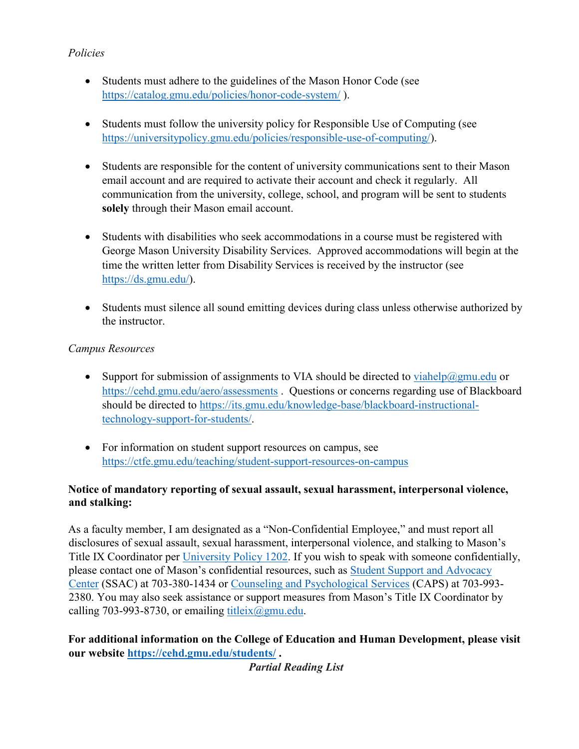*Policies*

- Students must adhere to the guidelines of the Mason Honor Code (see https://catalog.gmu.edu/policies/honor-code-system/ ).

- Students must follow the university policy for Responsible Use of Computing (see https://universitypolicy.gmu.edu/policies/responsible-use-of-computing/).

- Students are responsible for the content of university communications sent to their Mason email account and are required to activate their account and check it regularly. All communication from the university, college, school, and program will be sent to students **solely** through their Mason email account.

- Students with disabilities who seek accommodations in a course must be registered with George Mason University Disability Services. Approved accommodations will begin at the time the written letter from Disability Services is received by the instructor (see https://ds.gmu.edu/).

- Students must silence all sound emitting devices during class unless otherwise authorized by the instructor.

*Campus Resources*

- Support for submission of assignments to VIA should be directed to viahelp@gmu.edu or https://cehd.gmu.edu/aero/assessments . Questions or concerns regarding use of Blackboard should be directed to https://its.gmu.edu/knowledge-base/blackboard-instructional-technology-support-for-students/.

- For information on student support resources on campus, see https://ctfe.gmu.edu/teaching/student-support-resources-on-campus

**Notice of mandatory reporting of sexual assault, sexual harassment, interpersonal violence, and stalking:**

As a faculty member, I am designated as a "Non-Confidential Employee," and must report all disclosures of sexual assault, sexual harassment, interpersonal violence, and stalking to Mason's Title IX Coordinator per University Policy 1202. If you wish to speak with someone confidentially, please contact one of Mason's confidential resources, such as Student Support and Advocacy Center (SSAC) at 703-380-1434 or Counseling and Psychological Services (CAPS) at 703-993-2380. You may also seek assistance or support measures from Mason's Title IX Coordinator by calling 703-993-8730, or emailing titleix@gmu.edu.

**For additional information on the College of Education and Human Development, please visit our website https://cehd.gmu.edu/students/ .**

***Partial Reading List***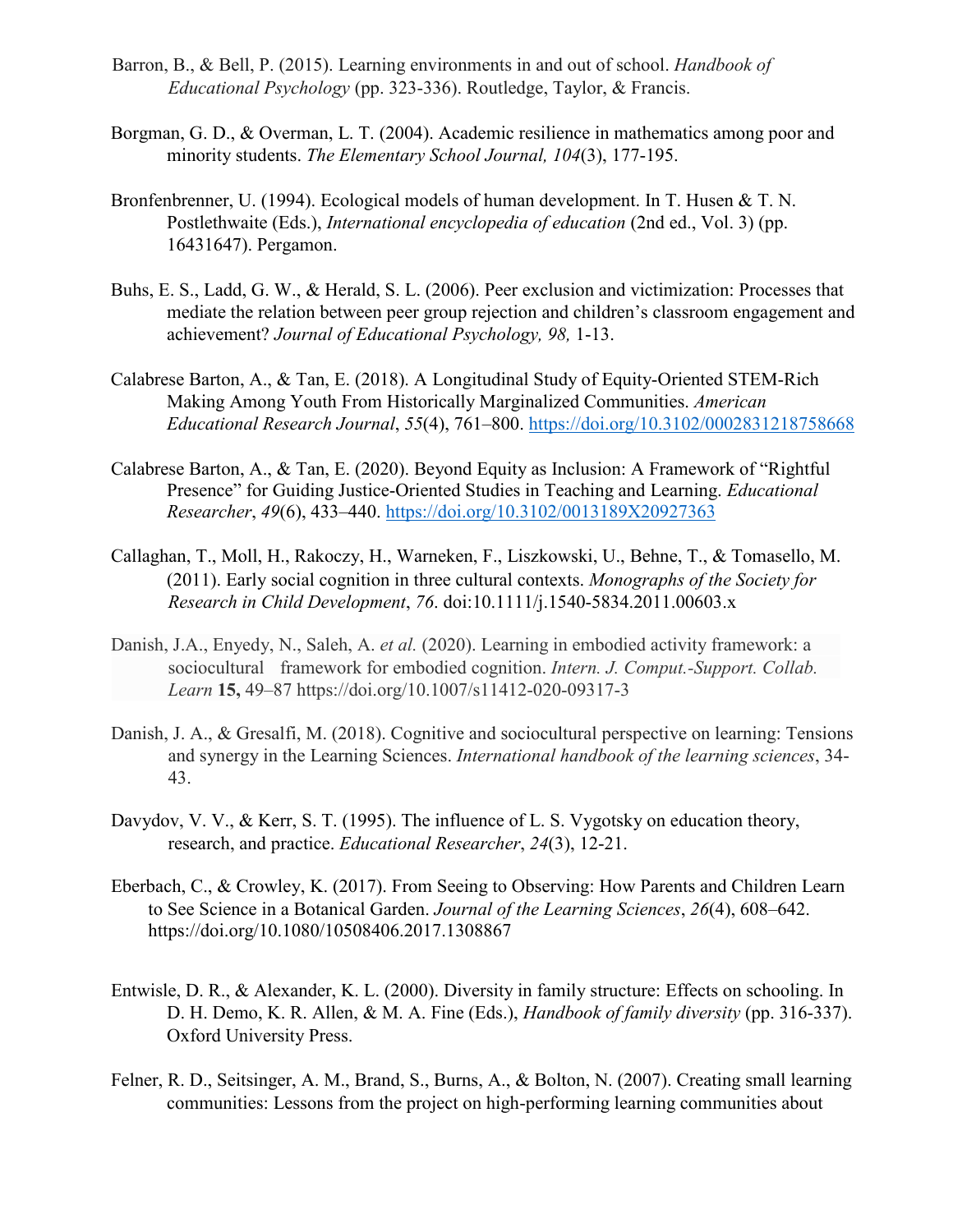Barron, B., & Bell, P. (2015). Learning environments in and out of school. *Handbook of Educational Psychology* (pp. 323-336). Routledge, Taylor, & Francis.

Borgman, G. D., & Overman, L. T. (2004). Academic resilience in mathematics among poor and minority students. *The Elementary School Journal, 104*(3), 177-195.

Bronfenbrenner, U. (1994). Ecological models of human development. In T. Husen & T. N. Postlethwaite (Eds.), *International encyclopedia of education* (2nd ed., Vol. 3) (pp. 16431647). Pergamon.

Buhs, E. S., Ladd, G. W., & Herald, S. L. (2006). Peer exclusion and victimization: Processes that mediate the relation between peer group rejection and children's classroom engagement and achievement? *Journal of Educational Psychology, 98,* 1-13.

Calabrese Barton, A., & Tan, E. (2018). A Longitudinal Study of Equity-Oriented STEM-Rich Making Among Youth From Historically Marginalized Communities. *American Educational Research Journal*, *55*(4), 761–800. https://doi.org/10.3102/0002831218758668

Calabrese Barton, A., & Tan, E. (2020). Beyond Equity as Inclusion: A Framework of "Rightful Presence" for Guiding Justice-Oriented Studies in Teaching and Learning. *Educational Researcher*, *49*(6), 433–440. https://doi.org/10.3102/0013189X20927363

Callaghan, T., Moll, H., Rakoczy, H., Warneken, F., Liszkowski, U., Behne, T., & Tomasello, M. (2011). Early social cognition in three cultural contexts. *Monographs of the Society for Research in Child Development*, *76*. doi:10.1111/j.1540-5834.2011.00603.x

Danish, J.A., Enyedy, N., Saleh, A. *et al.* (2020). Learning in embodied activity framework: a sociocultural framework for embodied cognition. *Intern. J. Comput.-Support. Collab. Learn* **15,** 49–87 https://doi.org/10.1007/s11412-020-09317-3

Danish, J. A., & Gresalfi, M. (2018). Cognitive and sociocultural perspective on learning: Tensions and synergy in the Learning Sciences. *International handbook of the learning sciences*, 34-43.

Davydov, V. V., & Kerr, S. T. (1995). The influence of L. S. Vygotsky on education theory, research, and practice. *Educational Researcher*, *24*(3), 12-21.

Eberbach, C., & Crowley, K. (2017). From Seeing to Observing: How Parents and Children Learn to See Science in a Botanical Garden. *Journal of the Learning Sciences*, *26*(4), 608–642. https://doi.org/10.1080/10508406.2017.1308867

Entwisle, D. R., & Alexander, K. L. (2000). Diversity in family structure: Effects on schooling. In D. H. Demo, K. R. Allen, & M. A. Fine (Eds.), *Handbook of family diversity* (pp. 316-337). Oxford University Press.

Felner, R. D., Seitsinger, A. M., Brand, S., Burns, A., & Bolton, N. (2007). Creating small learning communities: Lessons from the project on high-performing learning communities about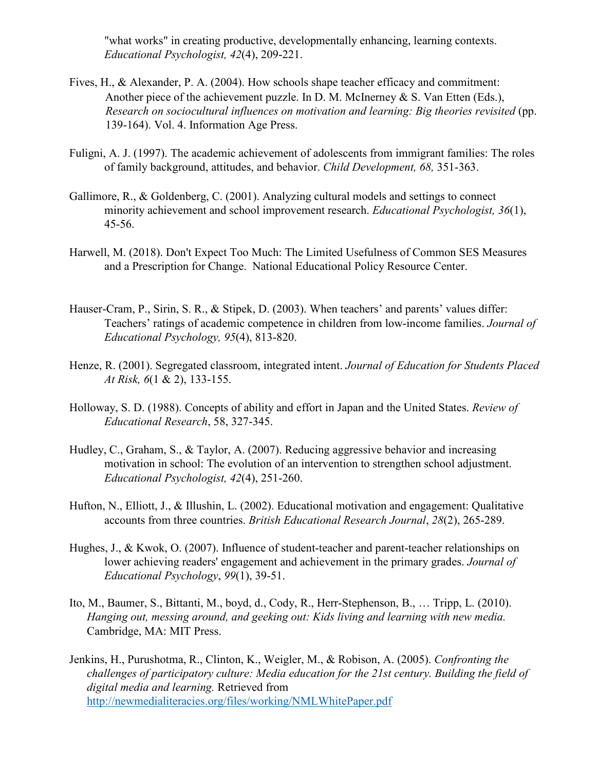"what works" in creating productive, developmentally enhancing, learning contexts. *Educational Psychologist, 42*(4), 209-221.

Fives, H., & Alexander, P. A. (2004). How schools shape teacher efficacy and commitment: Another piece of the achievement puzzle. In D. M. McInerney & S. Van Etten (Eds.), *Research on sociocultural influences on motivation and learning: Big theories revisited* (pp. 139-164). Vol. 4. Information Age Press.

Fuligni, A. J. (1997). The academic achievement of adolescents from immigrant families: The roles of family background, attitudes, and behavior. *Child Development, 68,* 351-363.

Gallimore, R., & Goldenberg, C. (2001). Analyzing cultural models and settings to connect minority achievement and school improvement research. *Educational Psychologist, 36*(1), 45-56.

Harwell, M. (2018). Don't Expect Too Much: The Limited Usefulness of Common SES Measures and a Prescription for Change. National Educational Policy Resource Center.

Hauser-Cram, P., Sirin, S. R., & Stipek, D. (2003). When teachers' and parents' values differ: Teachers' ratings of academic competence in children from low-income families. *Journal of Educational Psychology, 95*(4), 813-820.

Henze, R. (2001). Segregated classroom, integrated intent. *Journal of Education for Students Placed At Risk, 6*(1 & 2), 133-155.

Holloway, S. D. (1988). Concepts of ability and effort in Japan and the United States. *Review of Educational Research*, 58, 327-345.

Hudley, C., Graham, S., & Taylor, A. (2007). Reducing aggressive behavior and increasing motivation in school: The evolution of an intervention to strengthen school adjustment. *Educational Psychologist, 42*(4), 251-260.

Hufton, N., Elliott, J., & Illushin, L. (2002). Educational motivation and engagement: Qualitative accounts from three countries. *British Educational Research Journal*, *28*(2), 265-289.

Hughes, J., & Kwok, O. (2007). Influence of student-teacher and parent-teacher relationships on lower achieving readers' engagement and achievement in the primary grades. *Journal of Educational Psychology*, *99*(1), 39-51.

Ito, M., Baumer, S., Bittanti, M., boyd, d., Cody, R., Herr-Stephenson, B., … Tripp, L. (2010). *Hanging out, messing around, and geeking out: Kids living and learning with new media.* Cambridge, MA: MIT Press.

Jenkins, H., Purushotma, R., Clinton, K., Weigler, M., & Robison, A. (2005). *Confronting the challenges of participatory culture: Media education for the 21st century. Building the field of digital media and learning.* Retrieved from http://newmedialiteracies.org/files/working/NMLWhitePaper.pdf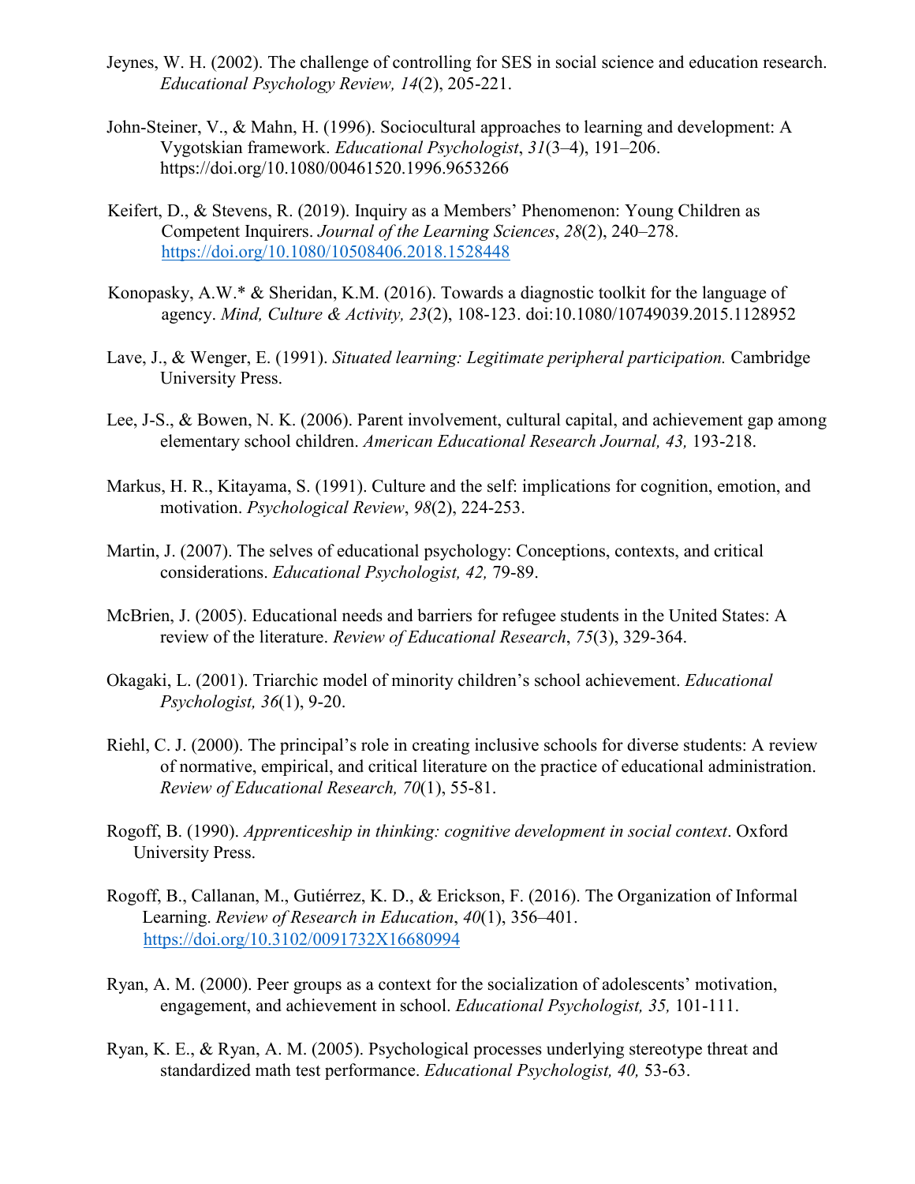Jeynes, W. H. (2002). The challenge of controlling for SES in social science and education research. *Educational Psychology Review, 14*(2), 205-221.

John-Steiner, V., & Mahn, H. (1996). Sociocultural approaches to learning and development: A Vygotskian framework. *Educational Psychologist*, *31*(3–4), 191–206. https://doi.org/10.1080/00461520.1996.9653266

Keifert, D., & Stevens, R. (2019). Inquiry as a Members' Phenomenon: Young Children as Competent Inquirers. *Journal of the Learning Sciences*, *28*(2), 240–278. https://doi.org/10.1080/10508406.2018.1528448

Konopasky, A.W.* & Sheridan, K.M. (2016). Towards a diagnostic toolkit for the language of agency. *Mind, Culture & Activity, 23*(2), 108-123. doi:10.1080/10749039.2015.1128952

Lave, J., & Wenger, E. (1991). *Situated learning: Legitimate peripheral participation.* Cambridge University Press.

Lee, J-S., & Bowen, N. K. (2006). Parent involvement, cultural capital, and achievement gap among elementary school children. *American Educational Research Journal, 43,* 193-218.

Markus, H. R., Kitayama, S. (1991). Culture and the self: implications for cognition, emotion, and motivation. *Psychological Review*, *98*(2), 224-253.

Martin, J. (2007). The selves of educational psychology: Conceptions, contexts, and critical considerations. *Educational Psychologist, 42,* 79-89.

McBrien, J. (2005). Educational needs and barriers for refugee students in the United States: A review of the literature. *Review of Educational Research*, *75*(3), 329-364.

Okagaki, L. (2001). Triarchic model of minority children's school achievement. *Educational Psychologist, 36*(1), 9-20.

Riehl, C. J. (2000). The principal's role in creating inclusive schools for diverse students: A review of normative, empirical, and critical literature on the practice of educational administration. *Review of Educational Research, 70*(1), 55-81.

Rogoff, B. (1990). *Apprenticeship in thinking: cognitive development in social context*. Oxford University Press.

Rogoff, B., Callanan, M., Gutiérrez, K. D., & Erickson, F. (2016). The Organization of Informal Learning. *Review of Research in Education*, *40*(1), 356–401. https://doi.org/10.3102/0091732X16680994

Ryan, A. M. (2000). Peer groups as a context for the socialization of adolescents' motivation, engagement, and achievement in school. *Educational Psychologist, 35,* 101-111.

Ryan, K. E., & Ryan, A. M. (2005). Psychological processes underlying stereotype threat and standardized math test performance. *Educational Psychologist, 40,* 53-63.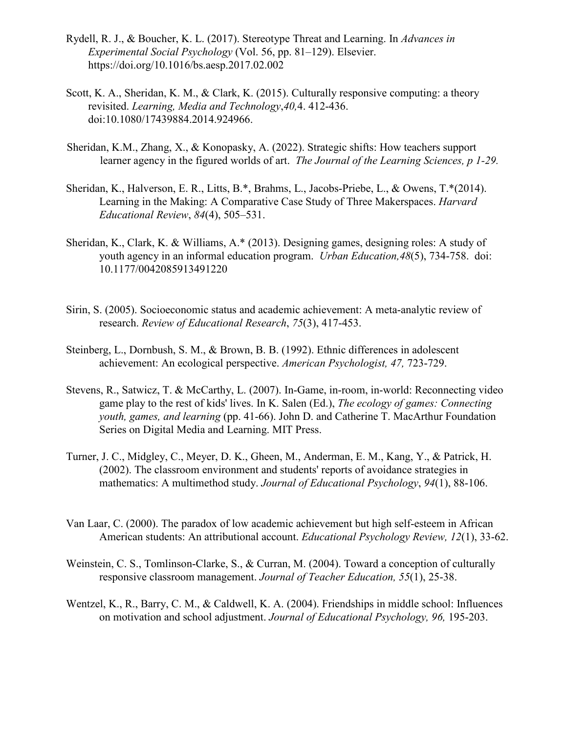Rydell, R. J., & Boucher, K. L. (2017). Stereotype Threat and Learning. In *Advances in Experimental Social Psychology* (Vol. 56, pp. 81–129). Elsevier. https://doi.org/10.1016/bs.aesp.2017.02.002

Scott, K. A., Sheridan, K. M., & Clark, K. (2015). Culturally responsive computing: a theory revisited. *Learning, Media and Technology*,*40,*4. 412-436. doi:10.1080/17439884.2014.924966.

Sheridan, K.M., Zhang, X., & Konopasky, A. (2022). Strategic shifts: How teachers support learner agency in the figured worlds of art. *The Journal of the Learning Sciences, p 1-29.*

Sheridan, K., Halverson, E. R., Litts, B.*, Brahms, L., Jacobs-Priebe, L., & Owens, T.*(2014). Learning in the Making: A Comparative Case Study of Three Makerspaces. *Harvard Educational Review*, *84*(4), 505–531.

Sheridan, K., Clark, K. & Williams, A.* (2013). Designing games, designing roles: A study of youth agency in an informal education program. *Urban Education,48*(5), 734-758. doi: 10.1177/0042085913491220

Sirin, S. (2005). Socioeconomic status and academic achievement: A meta-analytic review of research. *Review of Educational Research*, *75*(3), 417-453.

Steinberg, L., Dornbush, S. M., & Brown, B. B. (1992). Ethnic differences in adolescent achievement: An ecological perspective. *American Psychologist, 47,* 723-729.

Stevens, R., Satwicz, T. & McCarthy, L. (2007). In-Game, in-room, in-world: Reconnecting video game play to the rest of kids' lives. In K. Salen (Ed.), *The ecology of games: Connecting youth, games, and learning* (pp. 41-66). John D. and Catherine T. MacArthur Foundation Series on Digital Media and Learning. MIT Press.

Turner, J. C., Midgley, C., Meyer, D. K., Gheen, M., Anderman, E. M., Kang, Y., & Patrick, H. (2002). The classroom environment and students' reports of avoidance strategies in mathematics: A multimethod study. *Journal of Educational Psychology*, *94*(1), 88-106.

Van Laar, C. (2000). The paradox of low academic achievement but high self-esteem in African American students: An attributional account. *Educational Psychology Review, 12*(1), 33-62.

Weinstein, C. S., Tomlinson-Clarke, S., & Curran, M. (2004). Toward a conception of culturally responsive classroom management. *Journal of Teacher Education, 55*(1), 25-38.

Wentzel, K., R., Barry, C. M., & Caldwell, K. A. (2004). Friendships in middle school: Influences on motivation and school adjustment. *Journal of Educational Psychology, 96,* 195-203.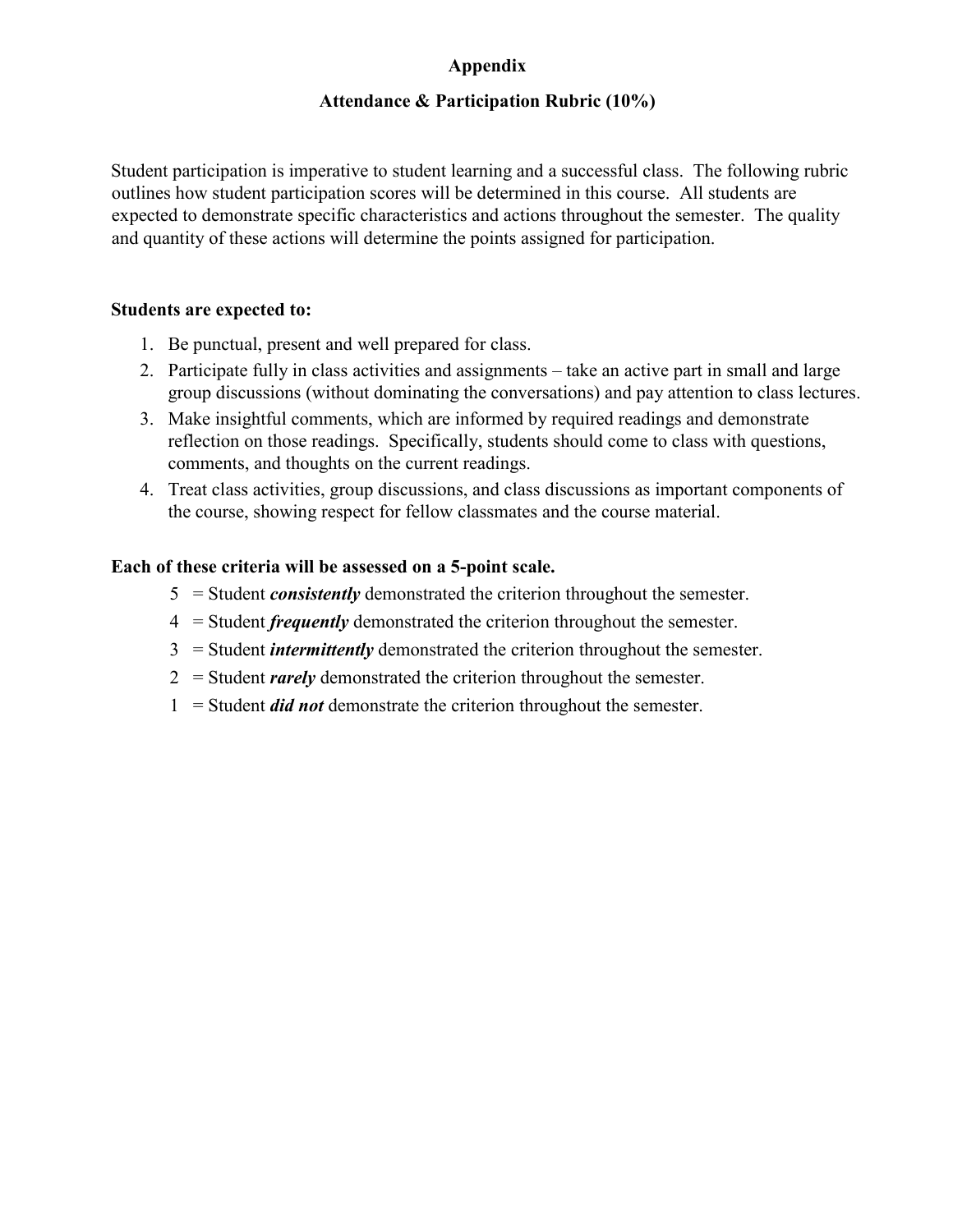# Appendix

## Attendance & Participation Rubric (10%)

Student participation is imperative to student learning and a successful class. The following rubric outlines how student participation scores will be determined in this course. All students are expected to demonstrate specific characteristics and actions throughout the semester. The quality and quantity of these actions will determine the points assigned for participation.

**Students are expected to:**

1. Be punctual, present and well prepared for class.
2. Participate fully in class activities and assignments – take an active part in small and large group discussions (without dominating the conversations) and pay attention to class lectures.
3. Make insightful comments, which are informed by required readings and demonstrate reflection on those readings. Specifically, students should come to class with questions, comments, and thoughts on the current readings.
4. Treat class activities, group discussions, and class discussions as important components of the course, showing respect for fellow classmates and the course material.

**Each of these criteria will be assessed on a 5-point scale.**

- 5 = Student ***consistently*** demonstrated the criterion throughout the semester.
- 4 = Student ***frequently*** demonstrated the criterion throughout the semester.
- 3 = Student ***intermittently*** demonstrated the criterion throughout the semester.
- 2 = Student ***rarely*** demonstrated the criterion throughout the semester.
- 1 = Student ***did not*** demonstrate the criterion throughout the semester.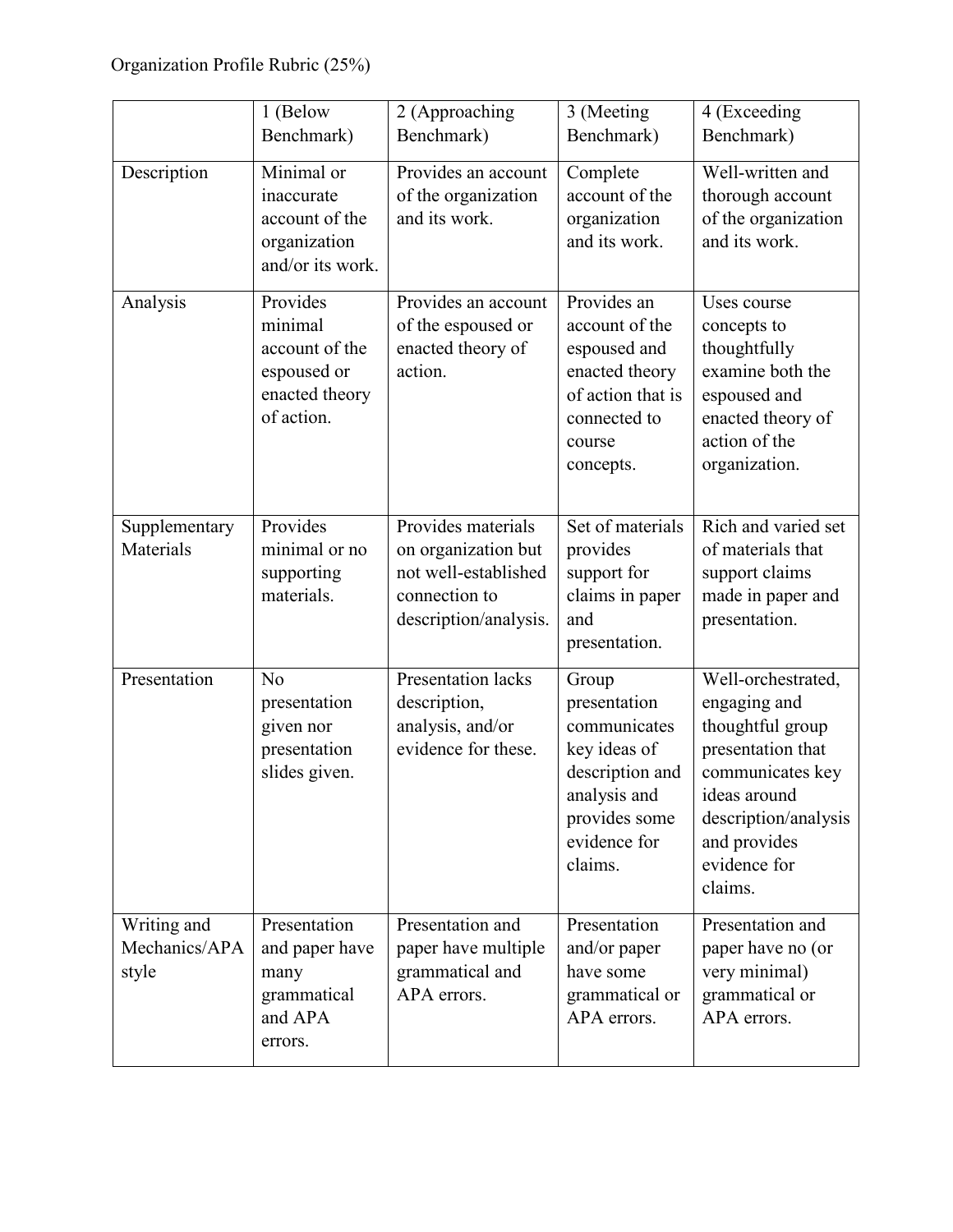Organization Profile Rubric (25%)

| | 1 (Below Benchmark) | 2 (Approaching Benchmark) | 3 (Meeting Benchmark) | 4 (Exceeding Benchmark) |
|---|---|---|---|---|
| Description | Minimal or inaccurate account of the organization and/or its work. | Provides an account of the organization and its work. | Complete account of the organization and its work. | Well-written and thorough account of the organization and its work. |
| Analysis | Provides minimal account of the espoused or enacted theory of action. | Provides an account of the espoused or enacted theory of action. | Provides an account of the espoused and enacted theory of action that is connected to course concepts. | Uses course concepts to thoughtfully examine both the espoused and enacted theory of action of the organization. |
| Supplementary Materials | Provides minimal or no supporting materials. | Provides materials on organization but not well-established connection to description/analysis. | Set of materials provides support for claims in paper and presentation. | Rich and varied set of materials that support claims made in paper and presentation. |
| Presentation | No presentation given nor presentation slides given. | Presentation lacks description, analysis, and/or evidence for these. | Group presentation communicates key ideas of description and analysis and provides some evidence for claims. | Well-orchestrated, engaging and thoughtful group presentation that communicates key ideas around description/analysis and provides evidence for claims. |
| Writing and Mechanics/APA style | Presentation and paper have many grammatical and APA errors. | Presentation and paper have multiple grammatical and APA errors. | Presentation and/or paper have some grammatical or APA errors. | Presentation and paper have no (or very minimal) grammatical or APA errors. |